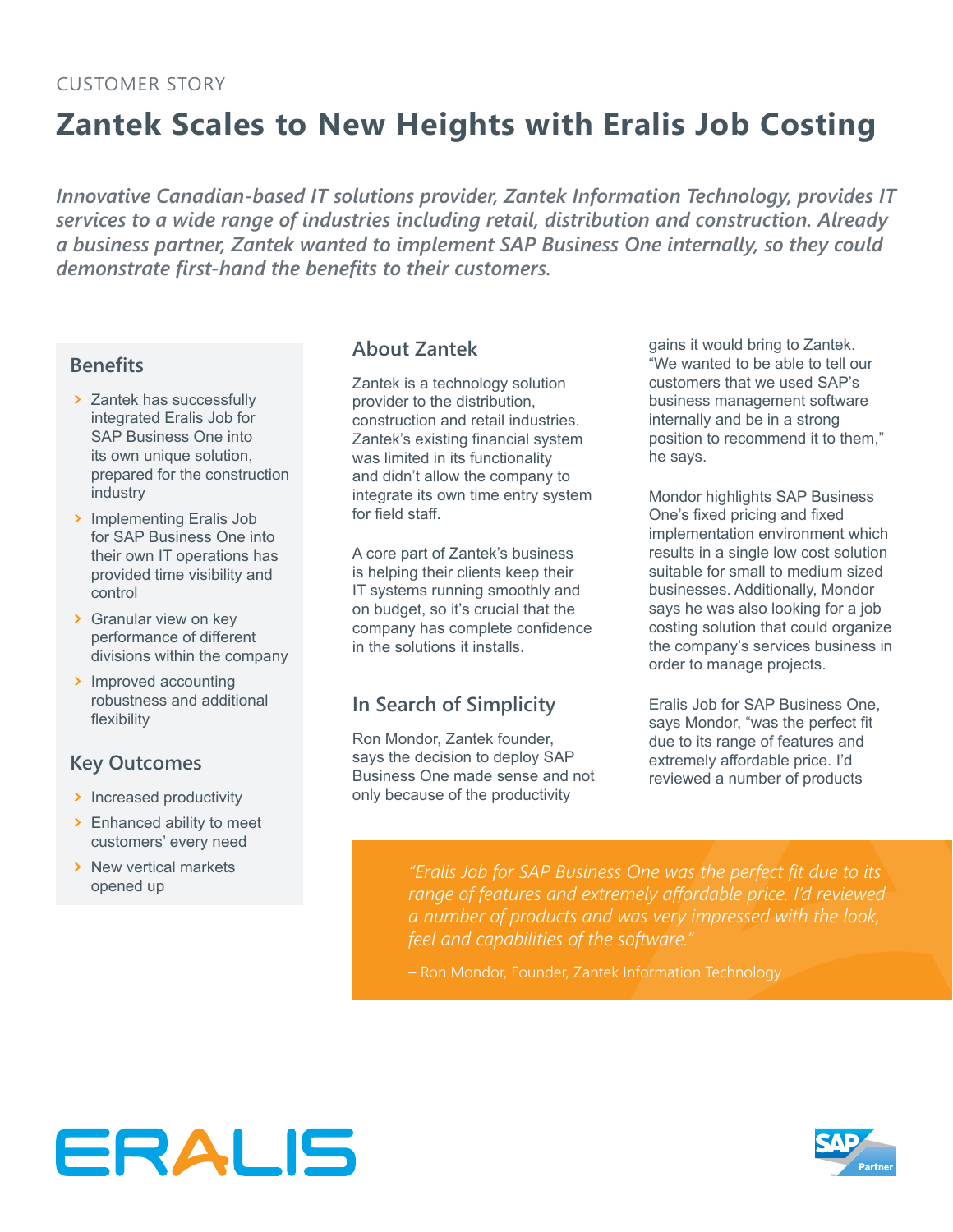CUSTOMER STORY

# Zantek Scales to New Heights with Eralis Job Costing

*Innovative Canadian-based IT solutions provider, Zantek Information Technology, provides IT services to a wide range of industries including retail, distribution and construction. Already a business partner, Zantek wanted to implement SAP Business One internally, so they could demonstrate first-hand the benefits to their customers.*

### Benefits

- Zantek has successfully integrated Eralis Job for SAP Business One into its own unique solution, prepared for the construction industry
- Implementing Eralis Job for SAP Business One into their own IT operations has provided time visibility and control
- Granular view on key performance of different divisions within the company
- Improved accounting robustness and additional flexibility

### Key Outcomes

- Increased productivity
- Enhanced ability to meet customers' every need
- New vertical markets opened up

## About Zantek

Zantek is a technology solution provider to the distribution, construction and retail industries. Zantek's existing financial system was limited in its functionality and didn't allow the company to integrate its own time entry system for field staff.

A core part of Zantek's business is helping their clients keep their IT systems running smoothly and on budget, so it's crucial that the company has complete confidence in the solutions it installs.

## In Search of Simplicity

Ron Mondor, Zantek founder, says the decision to deploy SAP Business One made sense and not only because of the productivity gains it would bring to Zantek. "We wanted to be able to tell our customers that we used SAP's business management software internally and be in a strong position to recommend it to them," he says.

Mondor highlights SAP Business One's fixed pricing and fixed implementation environment which results in a single low cost solution suitable for small to medium sized businesses. Additionally, Mondor says he was also looking for a job costing solution that could organize the company's services business in order to manage projects.

Eralis Job for SAP Business One, says Mondor, "was the perfect fit due to its range of features and extremely affordable price. I'd reviewed a number of products

> *"Eralis Job for SAP Business One was the perfect fit due to its range of features and extremely affordable price. I'd reviewed a number of products and was very impressed with the look, feel and capabilities of the software."*
>
> – Ron Mondor, Founder, Zantek Information Technology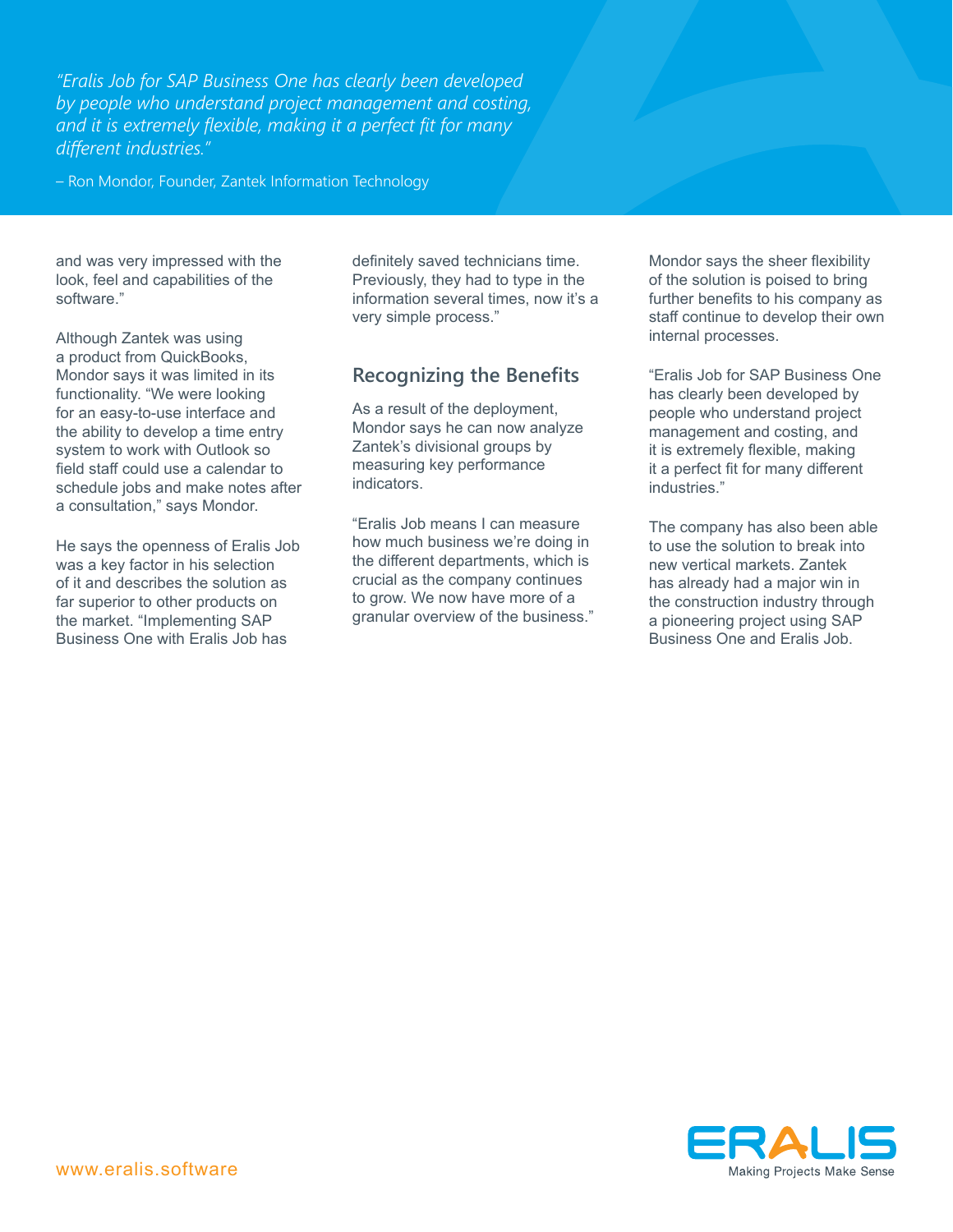*"Eralis Job for SAP Business One has clearly been developed by people who understand project management and costing, and it is extremely flexible, making it a perfect fit for many different industries."*

– Ron Mondor, Founder, Zantek Information Technology

and was very impressed with the look, feel and capabilities of the software."

Although Zantek was using a product from QuickBooks, Mondor says it was limited in its functionality. "We were looking for an easy-to-use interface and the ability to develop a time entry system to work with Outlook so field staff could use a calendar to schedule jobs and make notes after a consultation," says Mondor.

He says the openness of Eralis Job was a key factor in his selection of it and describes the solution as far superior to other products on the market. "Implementing SAP Business One with Eralis Job has definitely saved technicians time. Previously, they had to type in the information several times, now it's a very simple process."

## Recognizing the Benefits

As a result of the deployment, Mondor says he can now analyze Zantek's divisional groups by measuring key performance indicators.

"Eralis Job means I can measure how much business we're doing in the different departments, which is crucial as the company continues to grow. We now have more of a granular overview of the business."

Mondor says the sheer flexibility of the solution is poised to bring further benefits to his company as staff continue to develop their own internal processes.

"Eralis Job for SAP Business One has clearly been developed by people who understand project management and costing, and it is extremely flexible, making it a perfect fit for many different industries."

The company has also been able to use the solution to break into new vertical markets. Zantek has already had a major win in the construction industry through a pioneering project using SAP Business One and Eralis Job.

www.eralis.software

ERALIS
Making Projects Make Sense